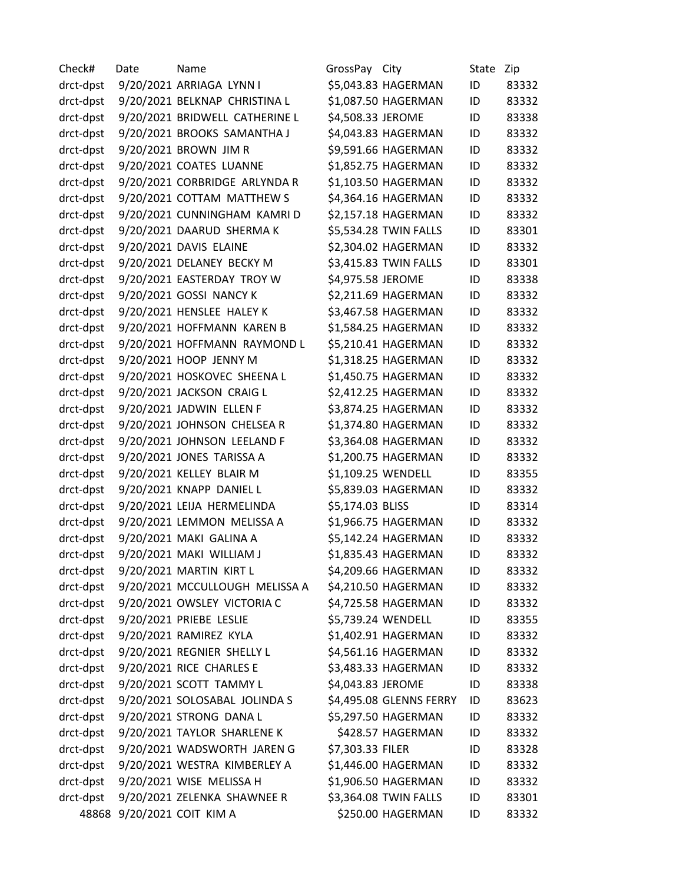| Check# | Date | Name | GrossPay | City | State | Zip |
|---|---|---|---|---|---|---|
| drct-dpst | 9/20/2021 | ARRIAGA LYNN I | $5,043.83 | HAGERMAN | ID | 83332 |
| drct-dpst | 9/20/2021 | BELKNAP CHRISTINA L | $1,087.50 | HAGERMAN | ID | 83332 |
| drct-dpst | 9/20/2021 | BRIDWELL CATHERINE L | $4,508.33 | JEROME | ID | 83338 |
| drct-dpst | 9/20/2021 | BROOKS SAMANTHA J | $4,043.83 | HAGERMAN | ID | 83332 |
| drct-dpst | 9/20/2021 | BROWN JIM R | $9,591.66 | HAGERMAN | ID | 83332 |
| drct-dpst | 9/20/2021 | COATES LUANNE | $1,852.75 | HAGERMAN | ID | 83332 |
| drct-dpst | 9/20/2021 | CORBRIDGE ARLYNDA R | $1,103.50 | HAGERMAN | ID | 83332 |
| drct-dpst | 9/20/2021 | COTTAM MATTHEW S | $4,364.16 | HAGERMAN | ID | 83332 |
| drct-dpst | 9/20/2021 | CUNNINGHAM KAMRI D | $2,157.18 | HAGERMAN | ID | 83332 |
| drct-dpst | 9/20/2021 | DAARUD SHERMA K | $5,534.28 | TWIN FALLS | ID | 83301 |
| drct-dpst | 9/20/2021 | DAVIS ELAINE | $2,304.02 | HAGERMAN | ID | 83332 |
| drct-dpst | 9/20/2021 | DELANEY BECKY M | $3,415.83 | TWIN FALLS | ID | 83301 |
| drct-dpst | 9/20/2021 | EASTERDAY TROY W | $4,975.58 | JEROME | ID | 83338 |
| drct-dpst | 9/20/2021 | GOSSI NANCY K | $2,211.69 | HAGERMAN | ID | 83332 |
| drct-dpst | 9/20/2021 | HENSLEE HALEY K | $3,467.58 | HAGERMAN | ID | 83332 |
| drct-dpst | 9/20/2021 | HOFFMANN KAREN B | $1,584.25 | HAGERMAN | ID | 83332 |
| drct-dpst | 9/20/2021 | HOFFMANN RAYMOND L | $5,210.41 | HAGERMAN | ID | 83332 |
| drct-dpst | 9/20/2021 | HOOP JENNY M | $1,318.25 | HAGERMAN | ID | 83332 |
| drct-dpst | 9/20/2021 | HOSKOVEC SHEENA L | $1,450.75 | HAGERMAN | ID | 83332 |
| drct-dpst | 9/20/2021 | JACKSON CRAIG L | $2,412.25 | HAGERMAN | ID | 83332 |
| drct-dpst | 9/20/2021 | JADWIN ELLEN F | $3,874.25 | HAGERMAN | ID | 83332 |
| drct-dpst | 9/20/2021 | JOHNSON CHELSEA R | $1,374.80 | HAGERMAN | ID | 83332 |
| drct-dpst | 9/20/2021 | JOHNSON LEELAND F | $3,364.08 | HAGERMAN | ID | 83332 |
| drct-dpst | 9/20/2021 | JONES TARISSA A | $1,200.75 | HAGERMAN | ID | 83332 |
| drct-dpst | 9/20/2021 | KELLEY BLAIR M | $1,109.25 | WENDELL | ID | 83355 |
| drct-dpst | 9/20/2021 | KNAPP DANIEL L | $5,839.03 | HAGERMAN | ID | 83332 |
| drct-dpst | 9/20/2021 | LEIJA HERMELINDA | $5,174.03 | BLISS | ID | 83314 |
| drct-dpst | 9/20/2021 | LEMMON MELISSA A | $1,966.75 | HAGERMAN | ID | 83332 |
| drct-dpst | 9/20/2021 | MAKI GALINA A | $5,142.24 | HAGERMAN | ID | 83332 |
| drct-dpst | 9/20/2021 | MAKI WILLIAM J | $1,835.43 | HAGERMAN | ID | 83332 |
| drct-dpst | 9/20/2021 | MARTIN KIRT L | $4,209.66 | HAGERMAN | ID | 83332 |
| drct-dpst | 9/20/2021 | MCCULLOUGH MELISSA A | $4,210.50 | HAGERMAN | ID | 83332 |
| drct-dpst | 9/20/2021 | OWSLEY VICTORIA C | $4,725.58 | HAGERMAN | ID | 83332 |
| drct-dpst | 9/20/2021 | PRIEBE LESLIE | $5,739.24 | WENDELL | ID | 83355 |
| drct-dpst | 9/20/2021 | RAMIREZ KYLA | $1,402.91 | HAGERMAN | ID | 83332 |
| drct-dpst | 9/20/2021 | REGNIER SHELLY L | $4,561.16 | HAGERMAN | ID | 83332 |
| drct-dpst | 9/20/2021 | RICE CHARLES E | $3,483.33 | HAGERMAN | ID | 83332 |
| drct-dpst | 9/20/2021 | SCOTT TAMMY L | $4,043.83 | JEROME | ID | 83338 |
| drct-dpst | 9/20/2021 | SOLOSABAL JOLINDA S | $4,495.08 | GLENNS FERRY | ID | 83623 |
| drct-dpst | 9/20/2021 | STRONG DANA L | $5,297.50 | HAGERMAN | ID | 83332 |
| drct-dpst | 9/20/2021 | TAYLOR SHARLENE K | $428.57 | HAGERMAN | ID | 83332 |
| drct-dpst | 9/20/2021 | WADSWORTH JAREN G | $7,303.33 | FILER | ID | 83328 |
| drct-dpst | 9/20/2021 | WESTRA KIMBERLEY A | $1,446.00 | HAGERMAN | ID | 83332 |
| drct-dpst | 9/20/2021 | WISE MELISSA H | $1,906.50 | HAGERMAN | ID | 83332 |
| drct-dpst | 9/20/2021 | ZELENKA SHAWNEE R | $3,364.08 | TWIN FALLS | ID | 83301 |
| 48868 | 9/20/2021 | COIT KIM A | $250.00 | HAGERMAN | ID | 83332 |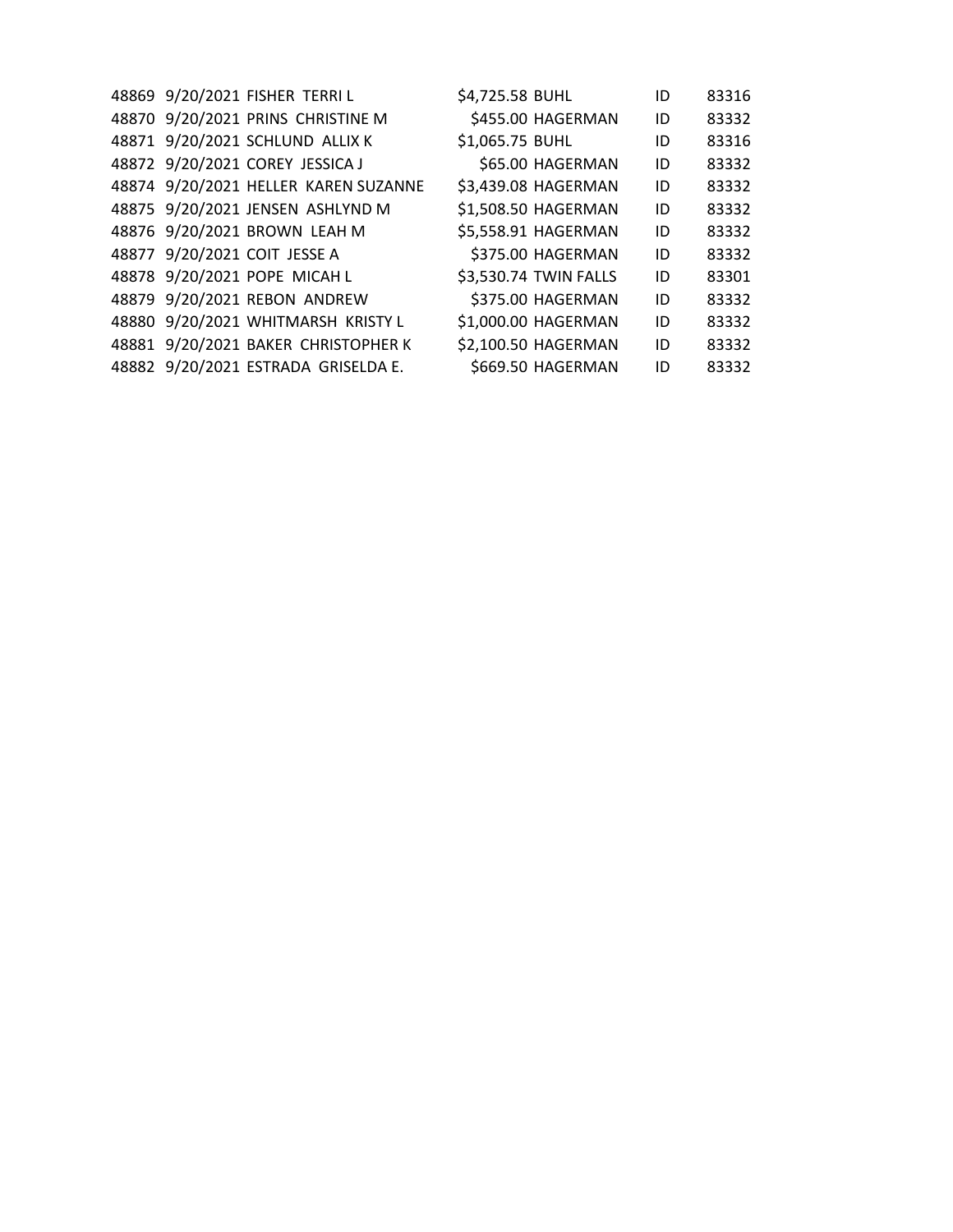| | | | | | | |
|---|---|---|---|---|---|---|
| 48869 | 9/20/2021 | FISHER TERRI L | $4,725.58 | BUHL | ID | 83316 |
| 48870 | 9/20/2021 | PRINS CHRISTINE M | $455.00 | HAGERMAN | ID | 83332 |
| 48871 | 9/20/2021 | SCHLUND ALLIX K | $1,065.75 | BUHL | ID | 83316 |
| 48872 | 9/20/2021 | COREY JESSICA J | $65.00 | HAGERMAN | ID | 83332 |
| 48874 | 9/20/2021 | HELLER KAREN SUZANNE | $3,439.08 | HAGERMAN | ID | 83332 |
| 48875 | 9/20/2021 | JENSEN ASHLYND M | $1,508.50 | HAGERMAN | ID | 83332 |
| 48876 | 9/20/2021 | BROWN LEAH M | $5,558.91 | HAGERMAN | ID | 83332 |
| 48877 | 9/20/2021 | COIT JESSE A | $375.00 | HAGERMAN | ID | 83332 |
| 48878 | 9/20/2021 | POPE MICAH L | $3,530.74 | TWIN FALLS | ID | 83301 |
| 48879 | 9/20/2021 | REBON ANDREW | $375.00 | HAGERMAN | ID | 83332 |
| 48880 | 9/20/2021 | WHITMARSH KRISTY L | $1,000.00 | HAGERMAN | ID | 83332 |
| 48881 | 9/20/2021 | BAKER CHRISTOPHER K | $2,100.50 | HAGERMAN | ID | 83332 |
| 48882 | 9/20/2021 | ESTRADA GRISELDA E. | $669.50 | HAGERMAN | ID | 83332 |